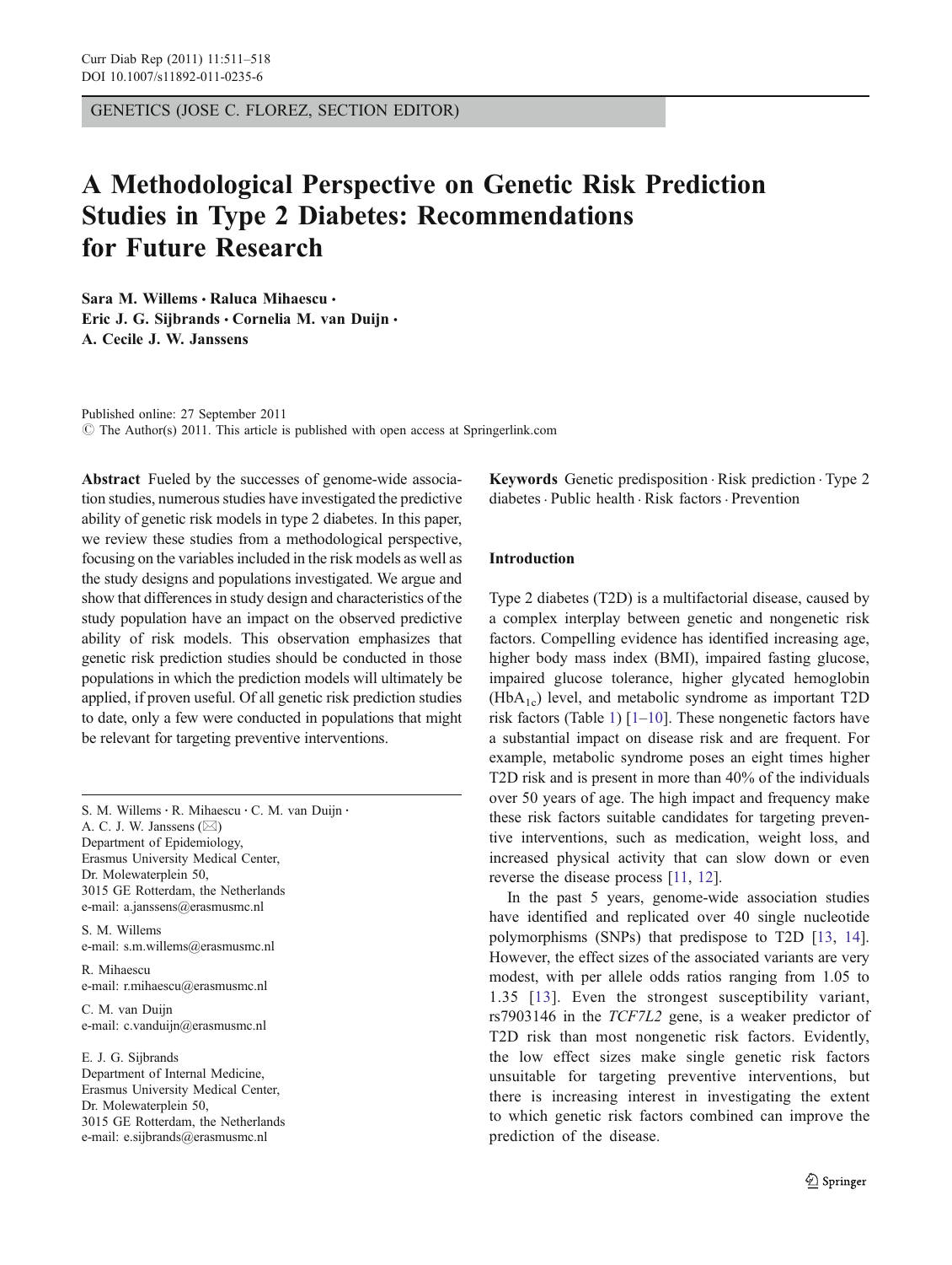GENETICS (JOSE C. FLOREZ, SECTION EDITOR)

# A Methodological Perspective on Genetic Risk Prediction Studies in Type 2 Diabetes: Recommendations for Future Research

**Sara M. Willems · Raluca Mihaescu · Eric J. G. Sijbrands · Cornelia M. van Duijn · A. Cecile J. W. Janssens**

Published online: 27 September 2011
© The Author(s) 2011. This article is published with open access at Springerlink.com

**Abstract** Fueled by the successes of genome-wide association studies, numerous studies have investigated the predictive ability of genetic risk models in type 2 diabetes. In this paper, we review these studies from a methodological perspective, focusing on the variables included in the risk models as well as the study designs and populations investigated. We argue and show that differences in study design and characteristics of the study population have an impact on the observed predictive ability of risk models. This observation emphasizes that genetic risk prediction studies should be conducted in those populations in which the prediction models will ultimately be applied, if proven useful. Of all genetic risk prediction studies to date, only a few were conducted in populations that might be relevant for targeting preventive interventions.

**Keywords** Genetic predisposition · Risk prediction · Type 2 diabetes · Public health · Risk factors · Prevention

S. M. Willems · R. Mihaescu · C. M. van Duijn · A. C. J. W. Janssens (✉)
Department of Epidemiology, Erasmus University Medical Center, Dr. Molewaterplein 50, 3015 GE Rotterdam, the Netherlands
e-mail: a.janssens@erasmusmc.nl

S. M. Willems
e-mail: s.m.willems@erasmusmc.nl

R. Mihaescu
e-mail: r.mihaescu@erasmusmc.nl

C. M. van Duijn
e-mail: c.vanduijn@erasmusmc.nl

E. J. G. Sijbrands
Department of Internal Medicine, Erasmus University Medical Center, Dr. Molewaterplein 50, 3015 GE Rotterdam, the Netherlands
e-mail: e.sijbrands@erasmusmc.nl

## Introduction

Type 2 diabetes (T2D) is a multifactorial disease, caused by a complex interplay between genetic and nongenetic risk factors. Compelling evidence has identified increasing age, higher body mass index (BMI), impaired fasting glucose, impaired glucose tolerance, higher glycated hemoglobin ($HbA_{1c}$) level, and metabolic syndrome as important T2D risk factors (Table 1) [1–10]. These nongenetic factors have a substantial impact on disease risk and are frequent. For example, metabolic syndrome poses an eight times higher T2D risk and is present in more than 40% of the individuals over 50 years of age. The high impact and frequency make these risk factors suitable candidates for targeting preventive interventions, such as medication, weight loss, and increased physical activity that can slow down or even reverse the disease process [11, 12].

In the past 5 years, genome-wide association studies have identified and replicated over 40 single nucleotide polymorphisms (SNPs) that predispose to T2D [13, 14]. However, the effect sizes of the associated variants are very modest, with per allele odds ratios ranging from 1.05 to 1.35 [13]. Even the strongest susceptibility variant, rs7903146 in the *TCF7L2* gene, is a weaker predictor of T2D risk than most nongenetic risk factors. Evidently, the low effect sizes make single genetic risk factors unsuitable for targeting preventive interventions, but there is increasing interest in investigating the extent to which genetic risk factors combined can improve the prediction of the disease.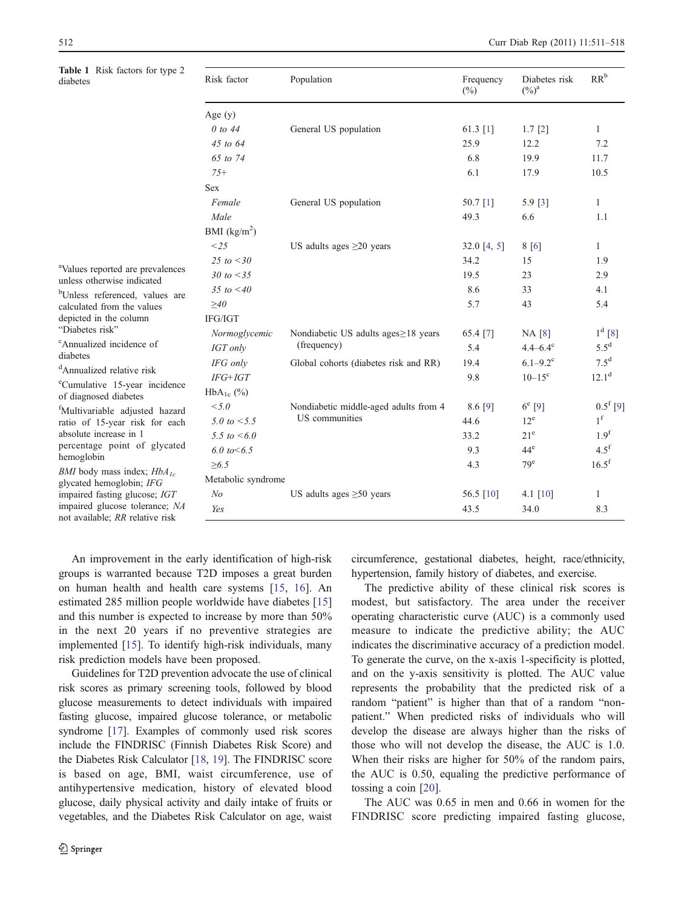**Table 1** Risk factors for type 2 diabetes

| Risk factor | Population | Frequency (%) | Diabetes risk (%)[a] | RR[b] |
|---|---|---|---|---|
| Age (y) | | | | |
| *0 to 44* | General US population | 61.3 [1] | 1.7 [2] | 1 |
| *45 to 64* | | 25.9 | 12.2 | 7.2 |
| *65 to 74* | | 6.8 | 19.9 | 11.7 |
| *75+* | | 6.1 | 17.9 | 10.5 |
| Sex | | | | |
| *Female* | General US population | 50.7 [1] | 5.9 [3] | 1 |
| *Male* | | 49.3 | 6.6 | 1.1 |
| BMI (kg/m$^2$) | | | | |
| *<25* | US adults ages ≥20 years | 32.0 [4, 5] | 8 [6] | 1 |
| *25 to <30* | | 34.2 | 15 | 1.9 |
| *30 to <35* | | 19.5 | 23 | 2.9 |
| *35 to <40* | | 8.6 | 33 | 4.1 |
| *≥40* | | 5.7 | 43 | 5.4 |
| IFG/IGT | | | | |
| *Normoglycemic* | Nondiabetic US adults ages≥18 years (frequency) | 65.4 [7] | NA [8] | 1[d] [8] |
| *IGT only* | | 5.4 | 4.4–6.4[c] | 5.5[d] |
| *IFG only* | Global cohorts (diabetes risk and RR) | 19.4 | 6.1–9.2[c] | 7.5[d] |
| *IFG+IGT* | | 9.8 | 10–15[c] | 12.1[d] |
| HbA$_{1c}$ (%) | | | | |
| *<5.0* | Nondiabetic middle-aged adults from 4 US communities | 8.6 [9] | 6[e] [9] | 0.5[f] [9] |
| *5.0 to <5.5* | | 44.6 | 12[e] | 1[f] |
| *5.5 to <6.0* | | 33.2 | 21[e] | 1.9[f] |
| *6.0 to<6.5* | | 9.3 | 44[e] | 4.5[f] |
| *≥6.5* | | 4.3 | 79[e] | 16.5[f] |
| Metabolic syndrome | | | | |
| *No* | US adults ages ≥50 years | 56.5 [10] | 4.1 [10] | 1 |
| *Yes* | | 43.5 | 34.0 | 8.3 |

[a]Values reported are prevalences unless otherwise indicated

[b]Unless referenced, values are calculated from the values depicted in the column "Diabetes risk"

[c]Annualized incidence of diabetes

[d]Annualized relative risk

[e]Cumulative 15-year incidence of diagnosed diabetes

[f]Multivariable adjusted hazard ratio of 15-year risk for each absolute increase in 1 percentage point of glycated hemoglobin

*BMI* body mass index; *HbA$_{1c}$* glycated hemoglobin; *IFG* impaired fasting glucose; *IGT* impaired glucose tolerance; *NA* not available; *RR* relative risk

An improvement in the early identification of high-risk groups is warranted because T2D imposes a great burden on human health and health care systems [15, 16]. An estimated 285 million people worldwide have diabetes [15] and this number is expected to increase by more than 50% in the next 20 years if no preventive strategies are implemented [15]. To identify high-risk individuals, many risk prediction models have been proposed.

Guidelines for T2D prevention advocate the use of clinical risk scores as primary screening tools, followed by blood glucose measurements to detect individuals with impaired fasting glucose, impaired glucose tolerance, or metabolic syndrome [17]. Examples of commonly used risk scores include the FINDRISC (Finnish Diabetes Risk Score) and the Diabetes Risk Calculator [18, 19]. The FINDRISC score is based on age, BMI, waist circumference, use of antihypertensive medication, history of elevated blood glucose, daily physical activity and daily intake of fruits or vegetables, and the Diabetes Risk Calculator on age, waist circumference, gestational diabetes, height, race/ethnicity, hypertension, family history of diabetes, and exercise.

The predictive ability of these clinical risk scores is modest, but satisfactory. The area under the receiver operating characteristic curve (AUC) is a commonly used measure to indicate the predictive ability; the AUC indicates the discriminative accuracy of a prediction model. To generate the curve, on the x-axis 1-specificity is plotted, and on the y-axis sensitivity is plotted. The AUC value represents the probability that the predicted risk of a random "patient" is higher than that of a random "non-patient." When predicted risks of individuals who will develop the disease are always higher than the risks of those who will not develop the disease, the AUC is 1.0. When their risks are higher for 50% of the random pairs, the AUC is 0.50, equaling the predictive performance of tossing a coin [20].

The AUC was 0.65 in men and 0.66 in women for the FINDRISC score predicting impaired fasting glucose,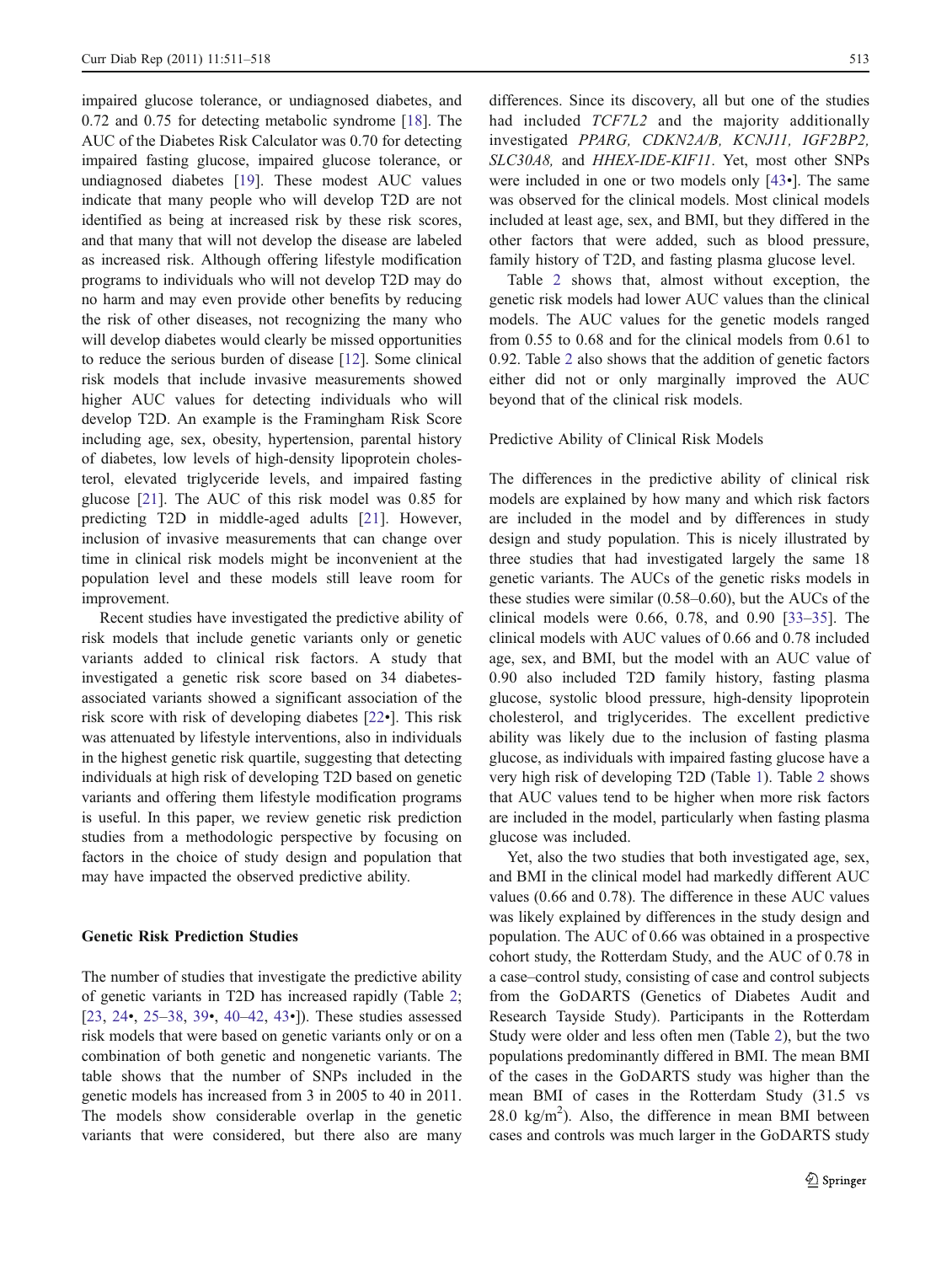impaired glucose tolerance, or undiagnosed diabetes, and 0.72 and 0.75 for detecting metabolic syndrome [18]. The AUC of the Diabetes Risk Calculator was 0.70 for detecting impaired fasting glucose, impaired glucose tolerance, or undiagnosed diabetes [19]. These modest AUC values indicate that many people who will develop T2D are not identified as being at increased risk by these risk scores, and that many that will not develop the disease are labeled as increased risk. Although offering lifestyle modification programs to individuals who will not develop T2D may do no harm and may even provide other benefits by reducing the risk of other diseases, not recognizing the many who will develop diabetes would clearly be missed opportunities to reduce the serious burden of disease [12]. Some clinical risk models that include invasive measurements showed higher AUC values for detecting individuals who will develop T2D. An example is the Framingham Risk Score including age, sex, obesity, hypertension, parental history of diabetes, low levels of high-density lipoprotein cholesterol, elevated triglyceride levels, and impaired fasting glucose [21]. The AUC of this risk model was 0.85 for predicting T2D in middle-aged adults [21]. However, inclusion of invasive measurements that can change over time in clinical risk models might be inconvenient at the population level and these models still leave room for improvement.

Recent studies have investigated the predictive ability of risk models that include genetic variants only or genetic variants added to clinical risk factors. A study that investigated a genetic risk score based on 34 diabetes-associated variants showed a significant association of the risk score with risk of developing diabetes [22•]. This risk was attenuated by lifestyle interventions, also in individuals in the highest genetic risk quartile, suggesting that detecting individuals at high risk of developing T2D based on genetic variants and offering them lifestyle modification programs is useful. In this paper, we review genetic risk prediction studies from a methodologic perspective by focusing on factors in the choice of study design and population that may have impacted the observed predictive ability.

## Genetic Risk Prediction Studies

The number of studies that investigate the predictive ability of genetic variants in T2D has increased rapidly (Table 2; [23, 24•, 25–38, 39•, 40–42, 43•]). These studies assessed risk models that were based on genetic variants only or on a combination of both genetic and nongenetic variants. The table shows that the number of SNPs included in the genetic models has increased from 3 in 2005 to 40 in 2011. The models show considerable overlap in the genetic variants that were considered, but there also are many differences. Since its discovery, all but one of the studies had included *TCF7L2* and the majority additionally investigated *PPARG, CDKN2A/B, KCNJ11, IGF2BP2, SLC30A8,* and *HHEX-IDE-KIF11*. Yet, most other SNPs were included in one or two models only [43•]. The same was observed for the clinical models. Most clinical models included at least age, sex, and BMI, but they differed in the other factors that were added, such as blood pressure, family history of T2D, and fasting plasma glucose level.

Table 2 shows that, almost without exception, the genetic risk models had lower AUC values than the clinical models. The AUC values for the genetic models ranged from 0.55 to 0.68 and for the clinical models from 0.61 to 0.92. Table 2 also shows that the addition of genetic factors either did not or only marginally improved the AUC beyond that of the clinical risk models.

### Predictive Ability of Clinical Risk Models

The differences in the predictive ability of clinical risk models are explained by how many and which risk factors are included in the model and by differences in study design and study population. This is nicely illustrated by three studies that had investigated largely the same 18 genetic variants. The AUCs of the genetic risks models in these studies were similar (0.58–0.60), but the AUCs of the clinical models were 0.66, 0.78, and 0.90 [33–35]. The clinical models with AUC values of 0.66 and 0.78 included age, sex, and BMI, but the model with an AUC value of 0.90 also included T2D family history, fasting plasma glucose, systolic blood pressure, high-density lipoprotein cholesterol, and triglycerides. The excellent predictive ability was likely due to the inclusion of fasting plasma glucose, as individuals with impaired fasting glucose have a very high risk of developing T2D (Table 1). Table 2 shows that AUC values tend to be higher when more risk factors are included in the model, particularly when fasting plasma glucose was included.

Yet, also the two studies that both investigated age, sex, and BMI in the clinical model had markedly different AUC values (0.66 and 0.78). The difference in these AUC values was likely explained by differences in the study design and population. The AUC of 0.66 was obtained in a prospective cohort study, the Rotterdam Study, and the AUC of 0.78 in a case–control study, consisting of case and control subjects from the GoDARTS (Genetics of Diabetes Audit and Research Tayside Study). Participants in the Rotterdam Study were older and less often men (Table 2), but the two populations predominantly differed in BMI. The mean BMI of the cases in the GoDARTS study was higher than the mean BMI of cases in the Rotterdam Study (31.5 vs 28.0 $kg/m^2$). Also, the difference in mean BMI between cases and controls was much larger in the GoDARTS study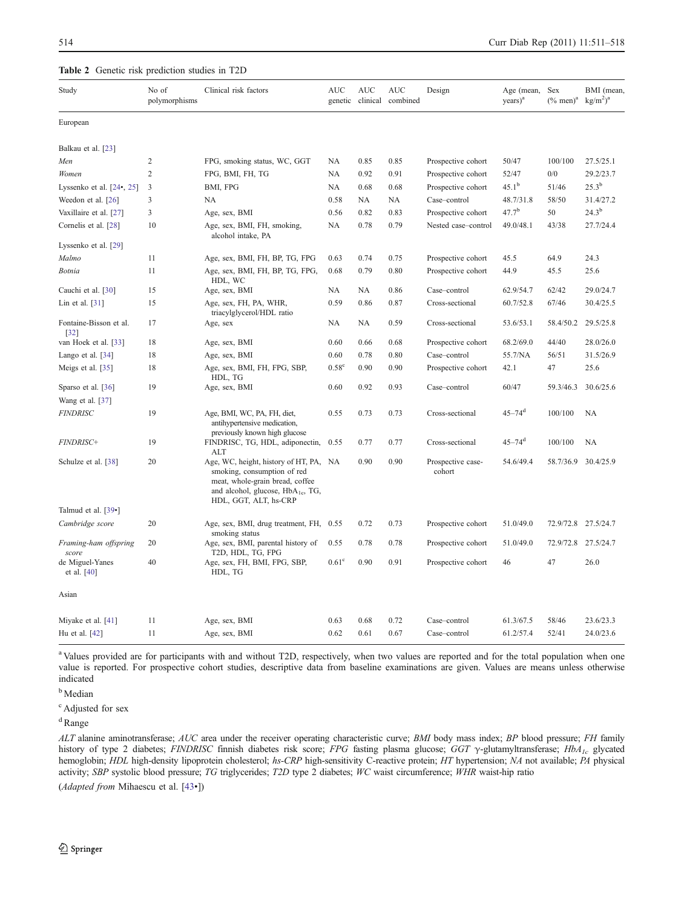**Table 2** Genetic risk prediction studies in T2D

| Study | No of polymorphisms | Clinical risk factors | AUC genetic | AUC clinical | AUC combined | Design | Age (mean, years)[a] | Sex (% men)[a] | BMI (mean, kg/m$^2$)[a] |
|---|---|---|---|---|---|---|---|---|---|
| European | | | | | | | | | |
| Balkau et al. [23] | | | | | | | | | |
| *Men* | 2 | FPG, smoking status, WC, GGT | NA | 0.85 | 0.85 | Prospective cohort | 50/47 | 100/100 | 27.5/25.1 |
| *Women* | 2 | FPG, BMI, FH, TG | NA | 0.92 | 0.91 | Prospective cohort | 52/47 | 0/0 | 29.2/23.7 |
| Lyssenko et al. [24•, 25] | 3 | BMI, FPG | NA | 0.68 | 0.68 | Prospective cohort | 45.1[b] | 51/46 | 25.3[b] |
| Weedon et al. [26] | 3 | NA | 0.58 | NA | NA | Case–control | 48.7/31.8 | 58/50 | 31.4/27.2 |
| Vaxillaire et al. [27] | 3 | Age, sex, BMI | 0.56 | 0.82 | 0.83 | Prospective cohort | 47.7[b] | 50 | 24.3[b] |
| Cornelis et al. [28] | 10 | Age, sex, BMI, FH, smoking, alcohol intake, PA | NA | 0.78 | 0.79 | Nested case–control | 49.0/48.1 | 43/38 | 27.7/24.4 |
| Lyssenko et al. [29] | | | | | | | | | |
| *Malmo* | 11 | Age, sex, BMI, FH, BP, TG, FPG | 0.63 | 0.74 | 0.75 | Prospective cohort | 45.5 | 64.9 | 24.3 |
| *Botnia* | 11 | Age, sex, BMI, FH, BP, TG, FPG, HDL, WC | 0.68 | 0.79 | 0.80 | Prospective cohort | 44.9 | 45.5 | 25.6 |
| Cauchi et al. [30] | 15 | Age, sex, BMI | NA | NA | 0.86 | Case–control | 62.9/54.7 | 62/42 | 29.0/24.7 |
| Lin et al. [31] | 15 | Age, sex, FH, PA, WHR, triacylglycerol/HDL ratio | 0.59 | 0.86 | 0.87 | Cross-sectional | 60.7/52.8 | 67/46 | 30.4/25.5 |
| Fontaine-Bisson et al. [32] | 17 | Age, sex | NA | NA | 0.59 | Cross-sectional | 53.6/53.1 | 58.4/50.2 | 29.5/25.8 |
| van Hoek et al. [33] | 18 | Age, sex, BMI | 0.60 | 0.66 | 0.68 | Prospective cohort | 68.2/69.0 | 44/40 | 28.0/26.0 |
| Lango et al. [34] | 18 | Age, sex, BMI | 0.60 | 0.78 | 0.80 | Case–control | 55.7/NA | 56/51 | 31.5/26.9 |
| Meigs et al. [35] | 18 | Age, sex, BMI, FH, FPG, SBP, HDL, TG | 0.58[c] | 0.90 | 0.90 | Prospective cohort | 42.1 | 47 | 25.6 |
| Sparso et al. [36] | 19 | Age, sex, BMI | 0.60 | 0.92 | 0.93 | Case–control | 60/47 | 59.3/46.3 | 30.6/25.6 |
| Wang et al. [37] | | | | | | | | | |
| *FINDRISC* | 19 | Age, BMI, WC, PA, FH, diet, antihypertensive medication, previously known high glucose | 0.55 | 0.73 | 0.73 | Cross-sectional | 45–74[d] | 100/100 | NA |
| *FINDRISC+* | 19 | FINDRISC, TG, HDL, adiponectin, ALT | 0.55 | 0.77 | 0.77 | Cross-sectional | 45–74[d] | 100/100 | NA |
| Schulze et al. [38] | 20 | Age, WC, height, history of HT, PA, smoking, consumption of red meat, whole-grain bread, coffee and alcohol, glucose, $HbA_{1c}$, TG, HDL, GGT, ALT, hs-CRP | NA | 0.90 | 0.90 | Prospective case-cohort | 54.6/49.4 | 58.7/36.9 | 30.4/25.9 |
| Talmud et al. [39•] | | | | | | | | | |
| *Cambridge score* | 20 | Age, sex, BMI, drug treatment, FH, smoking status | 0.55 | 0.72 | 0.73 | Prospective cohort | 51.0/49.0 | 72.9/72.8 | 27.5/24.7 |
| *Framing-ham offspring score* | 20 | Age, sex, BMI, parental history of T2D, HDL, TG, FPG | 0.55 | 0.78 | 0.78 | Prospective cohort | 51.0/49.0 | 72.9/72.8 | 27.5/24.7 |
| de Miguel-Yanes et al. [40] | 40 | Age, sex, FH, BMI, FPG, SBP, HDL, TG | 0.61[c] | 0.90 | 0.91 | Prospective cohort | 46 | 47 | 26.0 |
| Asian | | | | | | | | | |
| Miyake et al. [41] | 11 | Age, sex, BMI | 0.63 | 0.68 | 0.72 | Case–control | 61.3/67.5 | 58/46 | 23.6/23.3 |
| Hu et al. [42] | 11 | Age, sex, BMI | 0.62 | 0.61 | 0.67 | Case–control | 61.2/57.4 | 52/41 | 24.0/23.6 |

[a] Values provided are for participants with and without T2D, respectively, when two values are reported and for the total population when one value is reported. For prospective cohort studies, descriptive data from baseline examinations are given. Values are means unless otherwise indicated

[b] Median

[c] Adjusted for sex

[d] Range

*ALT* alanine aminotransferase; *AUC* area under the receiver operating characteristic curve; *BMI* body mass index; *BP* blood pressure; *FH* family history of type 2 diabetes; *FINDRISC* finnish diabetes risk score; *FPG* fasting plasma glucose; *GGT* γ-glutamyltransferase; *$HbA_{1c}$* glycated hemoglobin; *HDL* high-density lipoprotein cholesterol; *hs-CRP* high-sensitivity C-reactive protein; *HT* hypertension; *NA* not available; *PA* physical activity; *SBP* systolic blood pressure; *TG* triglycerides; *T2D* type 2 diabetes; *WC* waist circumference; *WHR* waist-hip ratio

(*Adapted from* Mihaescu et al. [43•])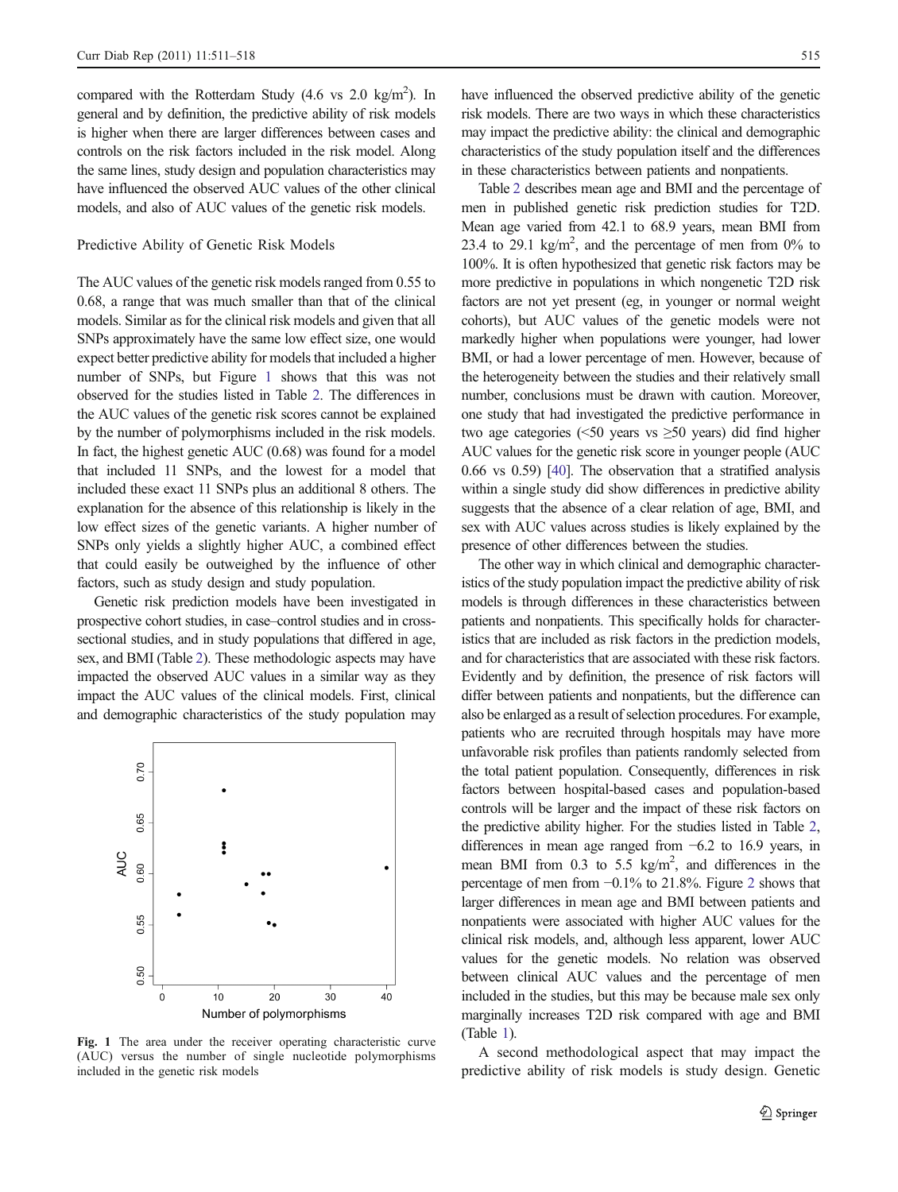compared with the Rotterdam Study (4.6 vs 2.0 kg/m$^2$). In general and by definition, the predictive ability of risk models is higher when there are larger differences between cases and controls on the risk factors included in the risk model. Along the same lines, study design and population characteristics may have influenced the observed AUC values of the other clinical models, and also of AUC values of the genetic risk models.

### Predictive Ability of Genetic Risk Models

The AUC values of the genetic risk models ranged from 0.55 to 0.68, a range that was much smaller than that of the clinical models. Similar as for the clinical risk models and given that all SNPs approximately have the same low effect size, one would expect better predictive ability for models that included a higher number of SNPs, but Figure 1 shows that this was not observed for the studies listed in Table 2. The differences in the AUC values of the genetic risk scores cannot be explained by the number of polymorphisms included in the risk models. In fact, the highest genetic AUC (0.68) was found for a model that included 11 SNPs, and the lowest for a model that included these exact 11 SNPs plus an additional 8 others. The explanation for the absence of this relationship is likely in the low effect sizes of the genetic variants. A higher number of SNPs only yields a slightly higher AUC, a combined effect that could easily be outweighed by the influence of other factors, such as study design and study population.

Genetic risk prediction models have been investigated in prospective cohort studies, in case–control studies and in cross-sectional studies, and in study populations that differed in age, sex, and BMI (Table 2). These methodologic aspects may have impacted the observed AUC values in a similar way as they impact the AUC values of the clinical models. First, clinical and demographic characteristics of the study population may have influenced the observed predictive ability of the genetic risk models. There are two ways in which these characteristics may impact the predictive ability: the clinical and demographic characteristics of the study population itself and the differences in these characteristics between patients and nonpatients.

Fig. 1 The area under the receiver operating characteristic curve (AUC) versus the number of single nucleotide polymorphisms included in the genetic risk models

Table 2 describes mean age and BMI and the percentage of men in published genetic risk prediction studies for T2D. Mean age varied from 42.1 to 68.9 years, mean BMI from 23.4 to 29.1 kg/m$^2$, and the percentage of men from 0% to 100%. It is often hypothesized that genetic risk factors may be more predictive in populations in which nongenetic T2D risk factors are not yet present (eg, in younger or normal weight cohorts), but AUC values of the genetic models were not markedly higher when populations were younger, had lower BMI, or had a lower percentage of men. However, because of the heterogeneity between the studies and their relatively small number, conclusions must be drawn with caution. Moreover, one study that had investigated the predictive performance in two age categories (<50 years vs ≥50 years) did find higher AUC values for the genetic risk score in younger people (AUC 0.66 vs 0.59) [40]. The observation that a stratified analysis within a single study did show differences in predictive ability suggests that the absence of a clear relation of age, BMI, and sex with AUC values across studies is likely explained by the presence of other differences between the studies.

The other way in which clinical and demographic characteristics of the study population impact the predictive ability of risk models is through differences in these characteristics between patients and nonpatients. This specifically holds for characteristics that are included as risk factors in the prediction models, and for characteristics that are associated with these risk factors. Evidently and by definition, the presence of risk factors will differ between patients and nonpatients, but the difference can also be enlarged as a result of selection procedures. For example, patients who are recruited through hospitals may have more unfavorable risk profiles than patients randomly selected from the total patient population. Consequently, differences in risk factors between hospital-based cases and population-based controls will be larger and the impact of these risk factors on the predictive ability higher. For the studies listed in Table 2, differences in mean age ranged from −6.2 to 16.9 years, in mean BMI from 0.3 to 5.5 kg/m$^2$, and differences in the percentage of men from −0.1% to 21.8%. Figure 2 shows that larger differences in mean age and BMI between patients and nonpatients were associated with higher AUC values for the clinical risk models, and, although less apparent, lower AUC values for the genetic models. No relation was observed between clinical AUC values and the percentage of men included in the studies, but this may be because male sex only marginally increases T2D risk compared with age and BMI (Table 1).

A second methodological aspect that may impact the predictive ability of risk models is study design. Genetic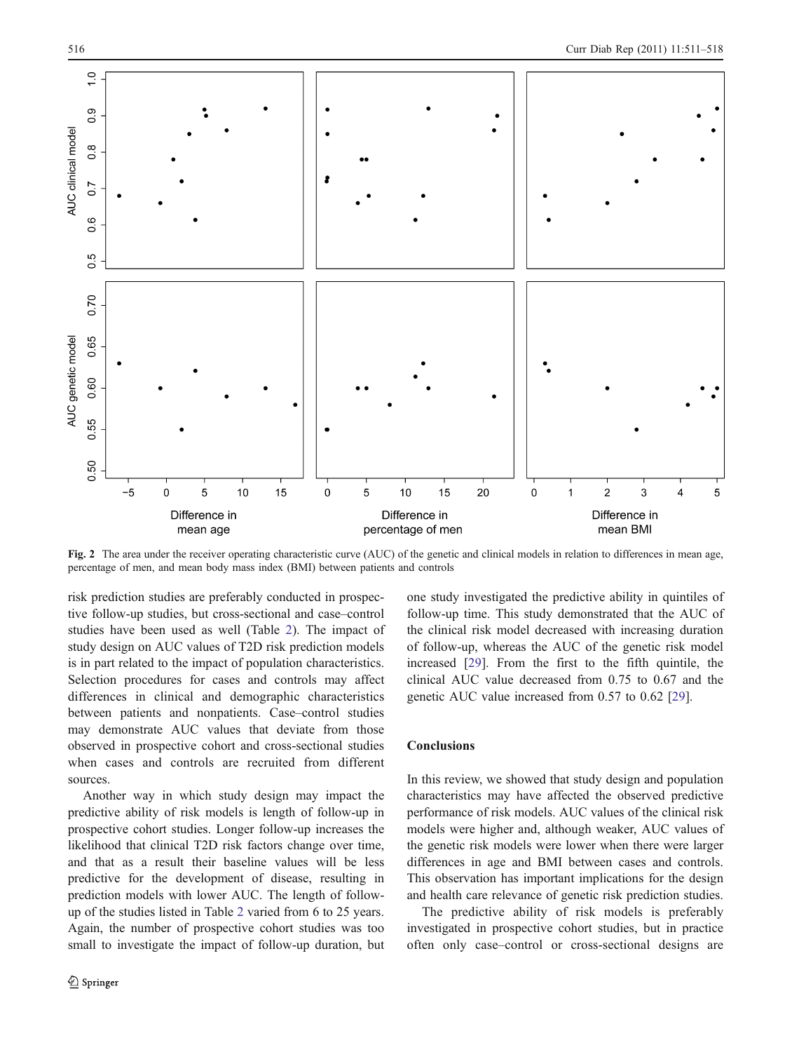Fig. 2 The area under the receiver operating characteristic curve (AUC) of the genetic and clinical models in relation to differences in mean age, percentage of men, and mean body mass index (BMI) between patients and controls

risk prediction studies are preferably conducted in prospective follow-up studies, but cross-sectional and case–control studies have been used as well (Table 2). The impact of study design on AUC values of T2D risk prediction models is in part related to the impact of population characteristics. Selection procedures for cases and controls may affect differences in clinical and demographic characteristics between patients and nonpatients. Case–control studies may demonstrate AUC values that deviate from those observed in prospective cohort and cross-sectional studies when cases and controls are recruited from different sources.

Another way in which study design may impact the predictive ability of risk models is length of follow-up in prospective cohort studies. Longer follow-up increases the likelihood that clinical T2D risk factors change over time, and that as a result their baseline values will be less predictive for the development of disease, resulting in prediction models with lower AUC. The length of follow-up of the studies listed in Table 2 varied from 6 to 25 years. Again, the number of prospective cohort studies was too small to investigate the impact of follow-up duration, but one study investigated the predictive ability in quintiles of follow-up time. This study demonstrated that the AUC of the clinical risk model decreased with increasing duration of follow-up, whereas the AUC of the genetic risk model increased [29]. From the first to the fifth quintile, the clinical AUC value decreased from 0.75 to 0.67 and the genetic AUC value increased from 0.57 to 0.62 [29].

## Conclusions

In this review, we showed that study design and population characteristics may have affected the observed predictive performance of risk models. AUC values of the clinical risk models were higher and, although weaker, AUC values of the genetic risk models were lower when there were larger differences in age and BMI between cases and controls. This observation has important implications for the design and health care relevance of genetic risk prediction studies.

The predictive ability of risk models is preferably investigated in prospective cohort studies, but in practice often only case–control or cross-sectional designs are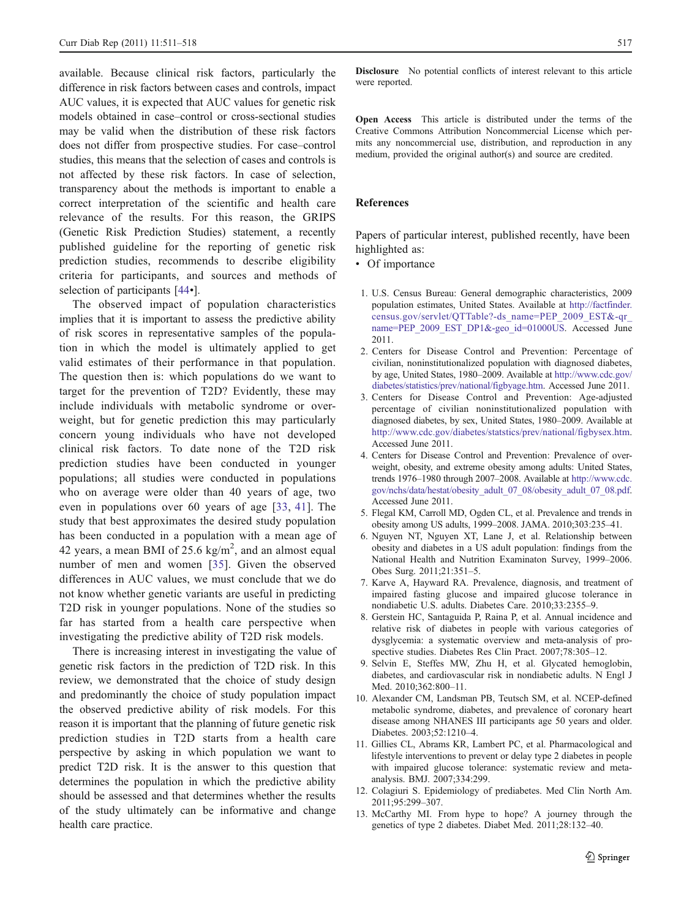available. Because clinical risk factors, particularly the difference in risk factors between cases and controls, impact AUC values, it is expected that AUC values for genetic risk models obtained in case–control or cross-sectional studies may be valid when the distribution of these risk factors does not differ from prospective studies. For case–control studies, this means that the selection of cases and controls is not affected by these risk factors. In case of selection, transparency about the methods is important to enable a correct interpretation of the scientific and health care relevance of the results. For this reason, the GRIPS (Genetic Risk Prediction Studies) statement, a recently published guideline for the reporting of genetic risk prediction studies, recommends to describe eligibility criteria for participants, and sources and methods of selection of participants [44•].

The observed impact of population characteristics implies that it is important to assess the predictive ability of risk scores in representative samples of the population in which the model is ultimately applied to get valid estimates of their performance in that population. The question then is: which populations do we want to target for the prevention of T2D? Evidently, these may include individuals with metabolic syndrome or overweight, but for genetic prediction this may particularly concern young individuals who have not developed clinical risk factors. To date none of the T2D risk prediction studies have been conducted in younger populations; all studies were conducted in populations who on average were older than 40 years of age, two even in populations over 60 years of age [33, 41]. The study that best approximates the desired study population has been conducted in a population with a mean age of 42 years, a mean BMI of 25.6 kg/m$^2$, and an almost equal number of men and women [35]. Given the observed differences in AUC values, we must conclude that we do not know whether genetic variants are useful in predicting T2D risk in younger populations. None of the studies so far has started from a health care perspective when investigating the predictive ability of T2D risk models.

There is increasing interest in investigating the value of genetic risk factors in the prediction of T2D risk. In this review, we demonstrated that the choice of study design and predominantly the choice of study population impact the observed predictive ability of risk models. For this reason it is important that the planning of future genetic risk prediction studies in T2D starts from a health care perspective by asking in which population we want to predict T2D risk. It is the answer to this question that determines the population in which the predictive ability should be assessed and that determines whether the results of the study ultimately can be informative and change health care practice.

**Disclosure** No potential conflicts of interest relevant to this article were reported.

**Open Access** This article is distributed under the terms of the Creative Commons Attribution Noncommercial License which permits any noncommercial use, distribution, and reproduction in any medium, provided the original author(s) and source are credited.

## References

Papers of particular interest, published recently, have been highlighted as:
- • Of importance

1. U.S. Census Bureau: General demographic characteristics, 2009 population estimates, United States. Available at http://factfinder.census.gov/servlet/QTTable?-ds_name=PEP_2009_EST&-qr_name=PEP_2009_EST_DP1&-geo_id=01000US. Accessed June 2011.
2. Centers for Disease Control and Prevention: Percentage of civilian, noninstitutionalized population with diagnosed diabetes, by age, United States, 1980–2009. Available at http://www.cdc.gov/diabetes/statistics/prev/national/figbyage.htm. Accessed June 2011.
3. Centers for Disease Control and Prevention: Age-adjusted percentage of civilian noninstitutionalized population with diagnosed diabetes, by sex, United States, 1980–2009. Available at http://www.cdc.gov/diabetes/statstics/prev/national/figbysex.htm. Accessed June 2011.
4. Centers for Disease Control and Prevention: Prevalence of overweight, obesity, and extreme obesity among adults: United States, trends 1976–1980 through 2007–2008. Available at http://www.cdc.gov/nchs/data/hestat/obesity_adult_07_08/obesity_adult_07_08.pdf. Accessed June 2011.
5. Flegal KM, Carroll MD, Ogden CL, et al. Prevalence and trends in obesity among US adults, 1999–2008. JAMA. 2010;303:235–41.
6. Nguyen NT, Nguyen XT, Lane J, et al. Relationship between obesity and diabetes in a US adult population: findings from the National Health and Nutrition Examinaton Survey, 1999–2006. Obes Surg. 2011;21:351–5.
7. Karve A, Hayward RA. Prevalence, diagnosis, and treatment of impaired fasting glucose and impaired glucose tolerance in nondiabetic U.S. adults. Diabetes Care. 2010;33:2355–9.
8. Gerstein HC, Santaguida P, Raina P, et al. Annual incidence and relative risk of diabetes in people with various categories of dysglycemia: a systematic overview and meta-analysis of prospective studies. Diabetes Res Clin Pract. 2007;78:305–12.
9. Selvin E, Steffes MW, Zhu H, et al. Glycated hemoglobin, diabetes, and cardiovascular risk in nondiabetic adults. N Engl J Med. 2010;362:800–11.
10. Alexander CM, Landsman PB, Teutsch SM, et al. NCEP-defined metabolic syndrome, diabetes, and prevalence of coronary heart disease among NHANES III participants age 50 years and older. Diabetes. 2003;52:1210–4.
11. Gillies CL, Abrams KR, Lambert PC, et al. Pharmacological and lifestyle interventions to prevent or delay type 2 diabetes in people with impaired glucose tolerance: systematic review and meta-analysis. BMJ. 2007;334:299.
12. Colagiuri S. Epidemiology of prediabetes. Med Clin North Am. 2011;95:299–307.
13. McCarthy MI. From hype to hope? A journey through the genetics of type 2 diabetes. Diabet Med. 2011;28:132–40.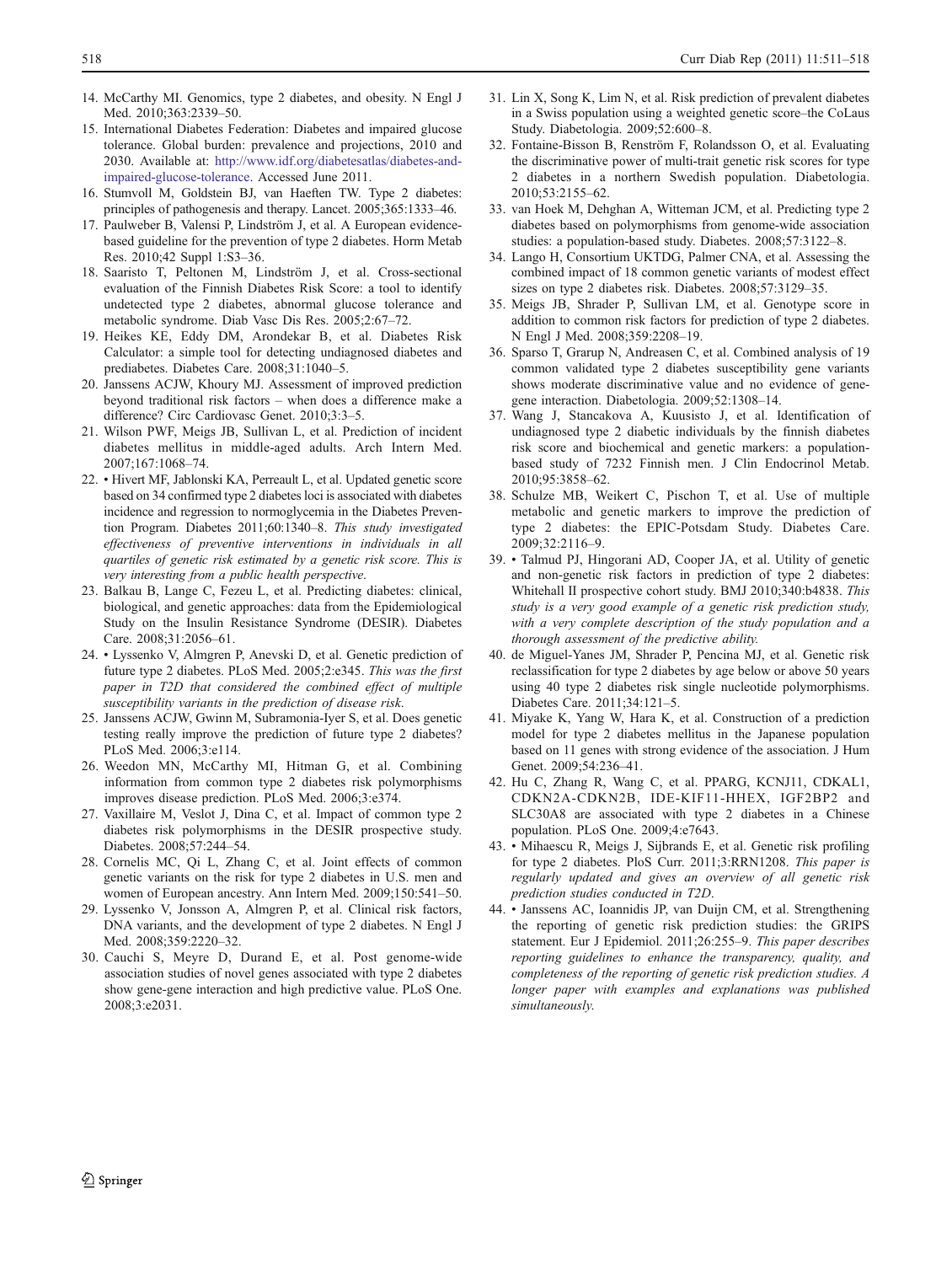14. McCarthy MI. Genomics, type 2 diabetes, and obesity. N Engl J Med. 2010;363:2339–50.
15. International Diabetes Federation: Diabetes and impaired glucose tolerance. Global burden: prevalence and projections, 2010 and 2030. Available at: http://www.idf.org/diabetesatlas/diabetes-and-impaired-glucose-tolerance. Accessed June 2011.
16. Stumvoll M, Goldstein BJ, van Haeften TW. Type 2 diabetes: principles of pathogenesis and therapy. Lancet. 2005;365:1333–46.
17. Paulweber B, Valensi P, Lindström J, et al. A European evidence-based guideline for the prevention of type 2 diabetes. Horm Metab Res. 2010;42 Suppl 1:S3–36.
18. Saaristo T, Peltonen M, Lindström J, et al. Cross-sectional evaluation of the Finnish Diabetes Risk Score: a tool to identify undetected type 2 diabetes, abnormal glucose tolerance and metabolic syndrome. Diab Vasc Dis Res. 2005;2:67–72.
19. Heikes KE, Eddy DM, Arondekar B, et al. Diabetes Risk Calculator: a simple tool for detecting undiagnosed diabetes and prediabetes. Diabetes Care. 2008;31:1040–5.
20. Janssens ACJW, Khoury MJ. Assessment of improved prediction beyond traditional risk factors – when does a difference make a difference? Circ Cardiovasc Genet. 2010;3:3–5.
21. Wilson PWF, Meigs JB, Sullivan L, et al. Prediction of incident diabetes mellitus in middle-aged adults. Arch Intern Med. 2007;167:1068–74.
22. • Hivert MF, Jablonski KA, Perreault L, et al. Updated genetic score based on 34 confirmed type 2 diabetes loci is associated with diabetes incidence and regression to normoglycemia in the Diabetes Prevention Program. Diabetes 2011;60:1340–8. *This study investigated effectiveness of preventive interventions in individuals in all quartiles of genetic risk estimated by a genetic risk score. This is very interesting from a public health perspective.*
23. Balkau B, Lange C, Fezeu L, et al. Predicting diabetes: clinical, biological, and genetic approaches: data from the Epidemiological Study on the Insulin Resistance Syndrome (DESIR). Diabetes Care. 2008;31:2056–61.
24. • Lyssenko V, Almgren P, Anevski D, et al. Genetic prediction of future type 2 diabetes. PLoS Med. 2005;2:e345. *This was the first paper in T2D that considered the combined effect of multiple susceptibility variants in the prediction of disease risk.*
25. Janssens ACJW, Gwinn M, Subramonia-Iyer S, et al. Does genetic testing really improve the prediction of future type 2 diabetes? PLoS Med. 2006;3:e114.
26. Weedon MN, McCarthy MI, Hitman G, et al. Combining information from common type 2 diabetes risk polymorphisms improves disease prediction. PLoS Med. 2006;3:e374.
27. Vaxillaire M, Veslot J, Dina C, et al. Impact of common type 2 diabetes risk polymorphisms in the DESIR prospective study. Diabetes. 2008;57:244–54.
28. Cornelis MC, Qi L, Zhang C, et al. Joint effects of common genetic variants on the risk for type 2 diabetes in U.S. men and women of European ancestry. Ann Intern Med. 2009;150:541–50.
29. Lyssenko V, Jonsson A, Almgren P, et al. Clinical risk factors, DNA variants, and the development of type 2 diabetes. N Engl J Med. 2008;359:2220–32.
30. Cauchi S, Meyre D, Durand E, et al. Post genome-wide association studies of novel genes associated with type 2 diabetes show gene-gene interaction and high predictive value. PLoS One. 2008;3:e2031.
31. Lin X, Song K, Lim N, et al. Risk prediction of prevalent diabetes in a Swiss population using a weighted genetic score–the CoLaus Study. Diabetologia. 2009;52:600–8.
32. Fontaine-Bisson B, Renström F, Rolandsson O, et al. Evaluating the discriminative power of multi-trait genetic risk scores for type 2 diabetes in a northern Swedish population. Diabetologia. 2010;53:2155–62.
33. van Hoek M, Dehghan A, Witteman JCM, et al. Predicting type 2 diabetes based on polymorphisms from genome-wide association studies: a population-based study. Diabetes. 2008;57:3122–8.
34. Lango H, Consortium UKTDG, Palmer CNA, et al. Assessing the combined impact of 18 common genetic variants of modest effect sizes on type 2 diabetes risk. Diabetes. 2008;57:3129–35.
35. Meigs JB, Shrader P, Sullivan LM, et al. Genotype score in addition to common risk factors for prediction of type 2 diabetes. N Engl J Med. 2008;359:2208–19.
36. Sparso T, Grarup N, Andreasen C, et al. Combined analysis of 19 common validated type 2 diabetes susceptibility gene variants shows moderate discriminative value and no evidence of gene-gene interaction. Diabetologia. 2009;52:1308–14.
37. Wang J, Stancakova A, Kuusisto J, et al. Identification of undiagnosed type 2 diabetic individuals by the finnish diabetes risk score and biochemical and genetic markers: a population-based study of 7232 Finnish men. J Clin Endocrinol Metab. 2010;95:3858–62.
38. Schulze MB, Weikert C, Pischon T, et al. Use of multiple metabolic and genetic markers to improve the prediction of type 2 diabetes: the EPIC-Potsdam Study. Diabetes Care. 2009;32:2116–9.
39. • Talmud PJ, Hingorani AD, Cooper JA, et al. Utility of genetic and non-genetic risk factors in prediction of type 2 diabetes: Whitehall II prospective cohort study. BMJ 2010;340:b4838. *This study is a very good example of a genetic risk prediction study, with a very complete description of the study population and a thorough assessment of the predictive ability.*
40. de Miguel-Yanes JM, Shrader P, Pencina MJ, et al. Genetic risk reclassification for type 2 diabetes by age below or above 50 years using 40 type 2 diabetes risk single nucleotide polymorphisms. Diabetes Care. 2011;34:121–5.
41. Miyake K, Yang W, Hara K, et al. Construction of a prediction model for type 2 diabetes mellitus in the Japanese population based on 11 genes with strong evidence of the association. J Hum Genet. 2009;54:236–41.
42. Hu C, Zhang R, Wang C, et al. PPARG, KCNJ11, CDKAL1, CDKN2A-CDKN2B, IDE-KIF11-HHEX, IGF2BP2 and SLC30A8 are associated with type 2 diabetes in a Chinese population. PLoS One. 2009;4:e7643.
43. • Mihaescu R, Meigs J, Sijbrands E, et al. Genetic risk profiling for type 2 diabetes. PloS Curr. 2011;3:RRN1208. *This paper is regularly updated and gives an overview of all genetic risk prediction studies conducted in T2D.*
44. • Janssens AC, Ioannidis JP, van Duijn CM, et al. Strengthening the reporting of genetic risk prediction studies: the GRIPS statement. Eur J Epidemiol. 2011;26:255–9. *This paper describes reporting guidelines to enhance the transparency, quality, and completeness of the reporting of genetic risk prediction studies. A longer paper with examples and explanations was published simultaneously.*